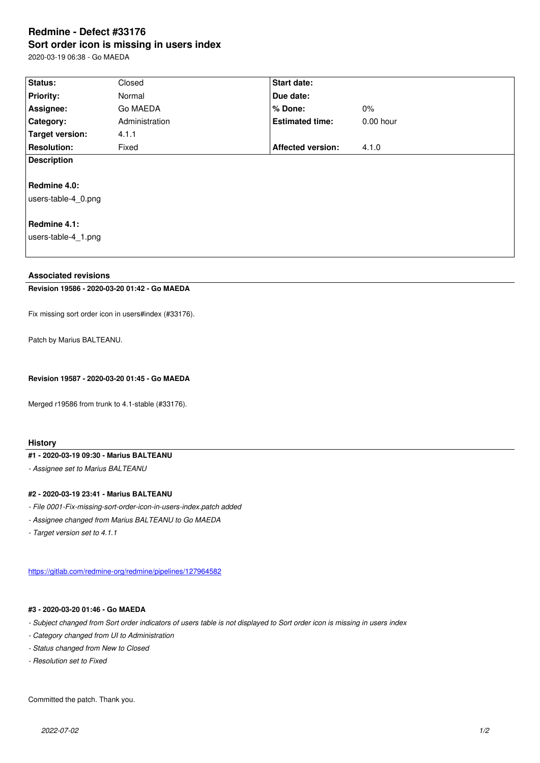# Redmine - Defect #33176
# Sort order icon is missing in users index

2020-03-19 06:38 - Go MAEDA

| Status: | Closed | Start date: | |
|---|---|---|---|
| Priority: | Normal | Due date: | |
| Assignee: | Go MAEDA | % Done: | 0% |
| Category: | Administration | Estimated time: | 0.00 hour |
| Target version: | 4.1.1 | | |
| Resolution: | Fixed | Affected version: | 4.1.0 |

**Description**

**Redmine 4.0:**

users-table-4_0.png

**Redmine 4.1:**

users-table-4_1.png

### Associated revisions

**Revision 19586 - 2020-03-20 01:42 - Go MAEDA**

Fix missing sort order icon in users#index (#33176).

Patch by Marius BALTEANU.

**Revision 19587 - 2020-03-20 01:45 - Go MAEDA**

Merged r19586 from trunk to 4.1-stable (#33176).

### History

**#1 - 2020-03-19 09:30 - Marius BALTEANU**

*- Assignee set to Marius BALTEANU*

**#2 - 2020-03-19 23:41 - Marius BALTEANU**

*- File 0001-Fix-missing-sort-order-icon-in-users-index.patch added*

*- Assignee changed from Marius BALTEANU to Go MAEDA*

*- Target version set to 4.1.1*

https://gitlab.com/redmine-org/redmine/pipelines/127964582

**#3 - 2020-03-20 01:46 - Go MAEDA**

*- Subject changed from Sort order indicators of users table is not displayed to Sort order icon is missing in users index*

*- Category changed from UI to Administration*

*- Status changed from New to Closed*

*- Resolution set to Fixed*

Committed the patch. Thank you.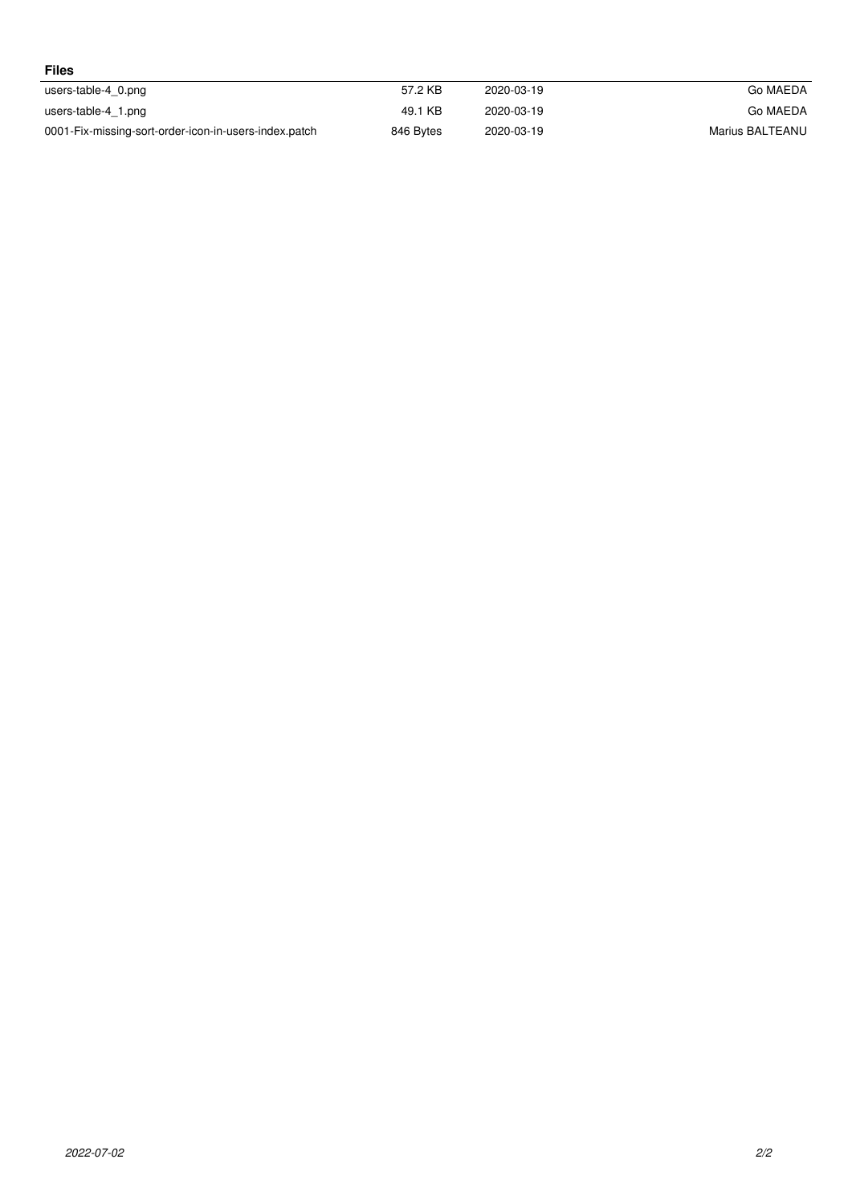**Files**

| | | | |
|---|---|---|---|
| users-table-4_0.png | 57.2 KB | 2020-03-19 | Go MAEDA |
| users-table-4_1.png | 49.1 KB | 2020-03-19 | Go MAEDA |
| 0001-Fix-missing-sort-order-icon-in-users-index.patch | 846 Bytes | 2020-03-19 | Marius BALTEANU |